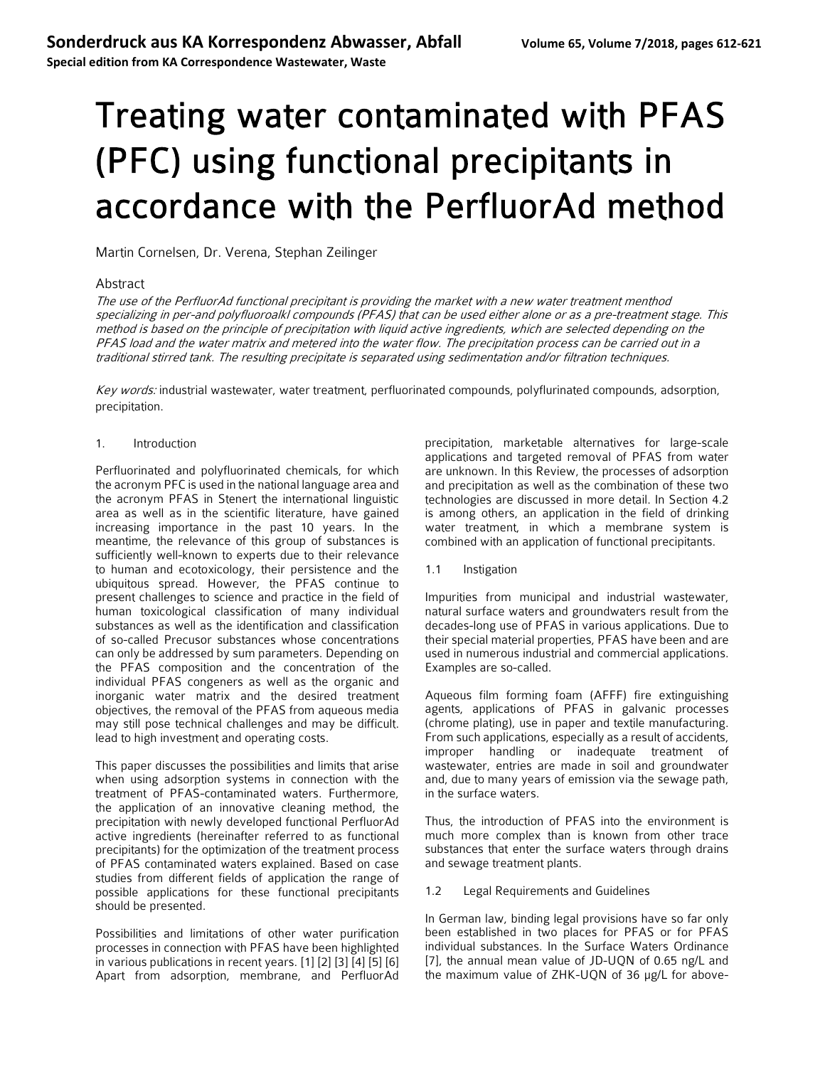**Sonderdruck aus KA Korrespondenz Abwasser, Abfall**

**Special edition from KA Correspondence Wastewater, Waste**

**Volume 65, Volume 7/2018, pages 612-621**

# Treating water contaminated with PFAS (PFC) using functional precipitants in accordance with the PerfluorAd method

Martin Cornelsen, Dr. Verena, Stephan Zeilinger

## Abstract

*The use of the PerfluorAd functional precipitant is providing the market with a new water treatment menthod specializing in per-and polyfluoroalkl compounds (PFAS) that can be used either alone or as a pre-treatment stage. This method is based on the principle of precipitation with liquid active ingredients, which are selected depending on the PFAS load and the water matrix and metered into the water flow. The precipitation process can be carried out in a traditional stirred tank. The resulting precipitate is separated using sedimentation and/or filtration techniques.*

*Key words:* industrial wastewater, water treatment, perfluorinated compounds, polyflurinated compounds, adsorption, precipitation.

## 1. Introduction

Perfluorinated and polyfluorinated chemicals, for which the acronym PFC is used in the national language area and the acronym PFAS in Stenert the international linguistic area as well as in the scientific literature, have gained increasing importance in the past 10 years. In the meantime, the relevance of this group of substances is sufficiently well-known to experts due to their relevance to human and ecotoxicology, their persistence and the ubiquitous spread. However, the PFAS continue to present challenges to science and practice in the field of human toxicological classification of many individual substances as well as the identification and classification of so-called Precusor substances whose concentrations can only be addressed by sum parameters. Depending on the PFAS composition and the concentration of the individual PFAS congeners as well as the organic and inorganic water matrix and the desired treatment objectives, the removal of the PFAS from aqueous media may still pose technical challenges and may be difficult. lead to high investment and operating costs.

This paper discusses the possibilities and limits that arise when using adsorption systems in connection with the treatment of PFAS-contaminated waters. Furthermore, the application of an innovative cleaning method, the precipitation with newly developed functional PerfluorAd active ingredients (hereinafter referred to as functional precipitants) for the optimization of the treatment process of PFAS contaminated waters explained. Based on case studies from different fields of application the range of possible applications for these functional precipitants should be presented.

Possibilities and limitations of other water purification processes in connection with PFAS have been highlighted in various publications in recent years. [1] [2] [3] [4] [5] [6] Apart from adsorption, membrane, and PerfluorAd precipitation, marketable alternatives for large-scale applications and targeted removal of PFAS from water are unknown. In this Review, the processes of adsorption and precipitation as well as the combination of these two technologies are discussed in more detail. In Section 4.2 is among others, an application in the field of drinking water treatment, in which a membrane system is combined with an application of functional precipitants.

### 1.1 Instigation

Impurities from municipal and industrial wastewater, natural surface waters and groundwaters result from the decades-long use of PFAS in various applications. Due to their special material properties, PFAS have been and are used in numerous industrial and commercial applications. Examples are so-called.

Aqueous film forming foam (AFFF) fire extinguishing agents, applications of PFAS in galvanic processes (chrome plating), use in paper and textile manufacturing. From such applications, especially as a result of accidents, improper handling or inadequate treatment of wastewater, entries are made in soil and groundwater and, due to many years of emission via the sewage path, in the surface waters.

Thus, the introduction of PFAS into the environment is much more complex than is known from other trace substances that enter the surface waters through drains and sewage treatment plants.

### 1.2 Legal Requirements and Guidelines

In German law, binding legal provisions have so far only been established in two places for PFAS or for PFAS individual substances. In the Surface Waters Ordinance [7], the annual mean value of JD-UQN of 0.65 ng/L and the maximum value of ZHK-UQN of 36 µg/L for above-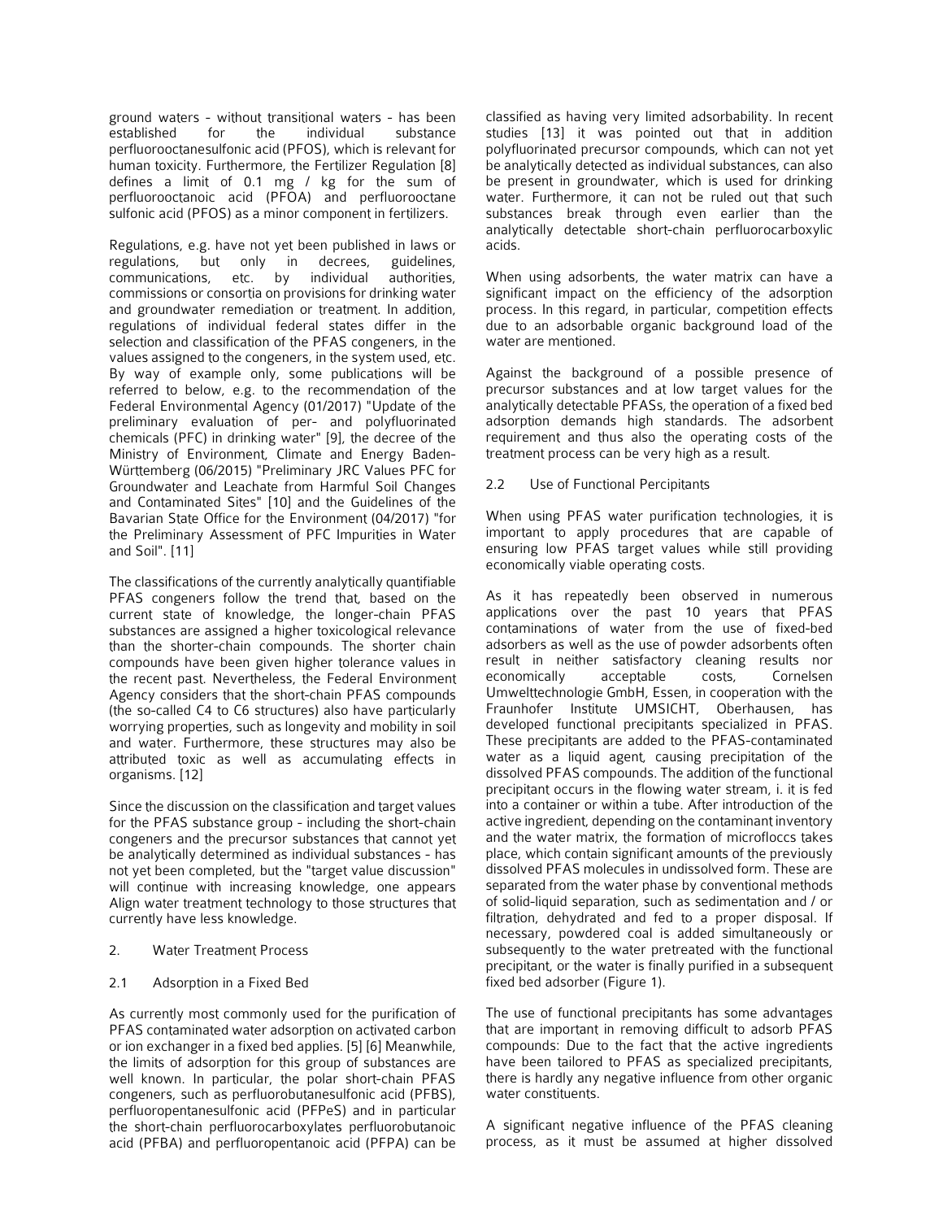ground waters - without transitional waters - has been established for the individual substance perfluorooctanesulfonic acid (PFOS), which is relevant for human toxicity. Furthermore, the Fertilizer Regulation [8] defines a limit of 0.1 mg / kg for the sum of perfluorooctanoic acid (PFOA) and perfluorooctane sulfonic acid (PFOS) as a minor component in fertilizers.

Regulations, e.g. have not yet been published in laws or regulations, but only in decrees, guidelines, communications, etc. by individual authorities, commissions or consortia on provisions for drinking water and groundwater remediation or treatment. In addition, regulations of individual federal states differ in the selection and classification of the PFAS congeners, in the values assigned to the congeners, in the system used, etc. By way of example only, some publications will be referred to below, e.g. to the recommendation of the Federal Environmental Agency (01/2017) "Update of the preliminary evaluation of per- and polyfluorinated chemicals (PFC) in drinking water" [9], the decree of the Ministry of Environment, Climate and Energy Baden-Württemberg (06/2015) "Preliminary JRC Values PFC for Groundwater and Leachate from Harmful Soil Changes and Contaminated Sites" [10] and the Guidelines of the Bavarian State Office for the Environment (04/2017) "for the Preliminary Assessment of PFC Impurities in Water and Soil". [11]

The classifications of the currently analytically quantifiable PFAS congeners follow the trend that, based on the current state of knowledge, the longer-chain PFAS substances are assigned a higher toxicological relevance than the shorter-chain compounds. The shorter chain compounds have been given higher tolerance values in the recent past. Nevertheless, the Federal Environment Agency considers that the short-chain PFAS compounds (the so-called C4 to C6 structures) also have particularly worrying properties, such as longevity and mobility in soil and water. Furthermore, these structures may also be attributed toxic as well as accumulating effects in organisms. [12]

Since the discussion on the classification and target values for the PFAS substance group - including the short-chain congeners and the precursor substances that cannot yet be analytically determined as individual substances - has not yet been completed, but the "target value discussion" will continue with increasing knowledge, one appears Align water treatment technology to those structures that currently have less knowledge.

## 2. Water Treatment Process

### 2.1 Adsorption in a Fixed Bed

As currently most commonly used for the purification of PFAS contaminated water adsorption on activated carbon or ion exchanger in a fixed bed applies. [5] [6] Meanwhile, the limits of adsorption for this group of substances are well known. In particular, the polar short-chain PFAS congeners, such as perfluorobutanesulfonic acid (PFBS), perfluoropentanesulfonic acid (PFPeS) and in particular the short-chain perfluorocarboxylates perfluorobutanoic acid (PFBA) and perfluoropentanoic acid (PFPA) can be classified as having very limited adsorbability. In recent studies [13] it was pointed out that in addition polyfluorinated precursor compounds, which can not yet be analytically detected as individual substances, can also be present in groundwater, which is used for drinking water. Furthermore, it can not be ruled out that such substances break through even earlier than the analytically detectable short-chain perfluorocarboxylic acids.

When using adsorbents, the water matrix can have a significant impact on the efficiency of the adsorption process. In this regard, in particular, competition effects due to an adsorbable organic background load of the water are mentioned.

Against the background of a possible presence of precursor substances and at low target values for the analytically detectable PFASs, the operation of a fixed bed adsorption demands high standards. The adsorbent requirement and thus also the operating costs of the treatment process can be very high as a result.

### 2.2 Use of Functional Percipitants

When using PFAS water purification technologies, it is important to apply procedures that are capable of ensuring low PFAS target values while still providing economically viable operating costs.

As it has repeatedly been observed in numerous applications over the past 10 years that PFAS contaminations of water from the use of fixed-bed adsorbers as well as the use of powder adsorbents often result in neither satisfactory cleaning results nor economically acceptable costs, Cornelsen Umwelttechnologie GmbH, Essen, in cooperation with the Fraunhofer Institute UMSICHT, Oberhausen, has developed functional precipitants specialized in PFAS. These precipitants are added to the PFAS-contaminated water as a liquid agent, causing precipitation of the dissolved PFAS compounds. The addition of the functional precipitant occurs in the flowing water stream, i. it is fed into a container or within a tube. After introduction of the active ingredient, depending on the contaminant inventory and the water matrix, the formation of microfloccs takes place, which contain significant amounts of the previously dissolved PFAS molecules in undissolved form. These are separated from the water phase by conventional methods of solid-liquid separation, such as sedimentation and / or filtration, dehydrated and fed to a proper disposal. If necessary, powdered coal is added simultaneously or subsequently to the water pretreated with the functional precipitant, or the water is finally purified in a subsequent fixed bed adsorber (Figure 1).

The use of functional precipitants has some advantages that are important in removing difficult to adsorb PFAS compounds: Due to the fact that the active ingredients have been tailored to PFAS as specialized precipitants, there is hardly any negative influence from other organic water constituents.

A significant negative influence of the PFAS cleaning process, as it must be assumed at higher dissolved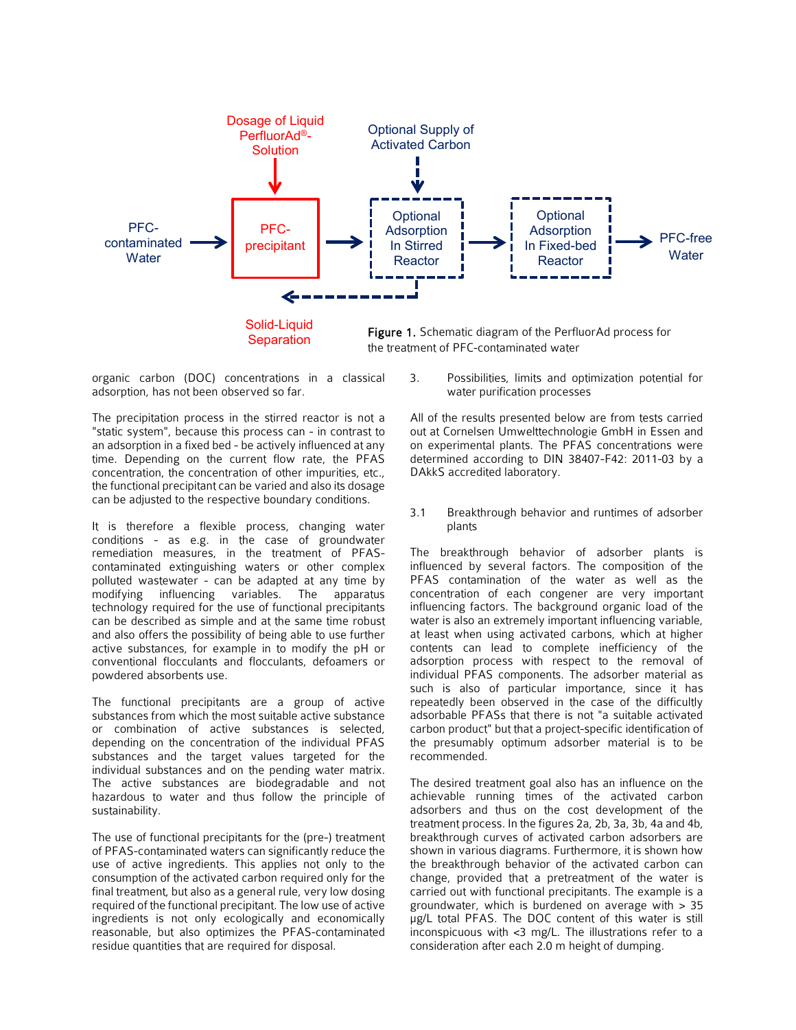Dosage of Liquid PerfluorAd®-Solution

Optional Supply of Activated Carbon

PFC-contaminated Water → PFC-precipitant → Optional Adsorption In Stirred Reactor → Optional Adsorption In Fixed-bed Reactor → PFC-free Water

Solid-Liquid Separation

**Figure 1.** Schematic diagram of the PerfluorAd process for the treatment of PFC-contaminated water

organic carbon (DOC) concentrations in a classical adsorption, has not been observed so far.

The precipitation process in the stirred reactor is not a "static system", because this process can - in contrast to an adsorption in a fixed bed - be actively influenced at any time. Depending on the current flow rate, the PFAS concentration, the concentration of other impurities, etc., the functional precipitant can be varied and also its dosage can be adjusted to the respective boundary conditions.

It is therefore a flexible process, changing water conditions - as e.g. in the case of groundwater remediation measures, in the treatment of PFAS-contaminated extinguishing waters or other complex polluted wastewater - can be adapted at any time by modifying influencing variables. The apparatus technology required for the use of functional precipitants can be described as simple and at the same time robust and also offers the possibility of being able to use further active substances, for example in to modify the pH or conventional flocculants and flocculants, defoamers or powdered absorbents use.

The functional precipitants are a group of active substances from which the most suitable active substance or combination of active substances is selected, depending on the concentration of the individual PFAS substances and the target values targeted for the individual substances and on the pending water matrix. The active substances are biodegradable and not hazardous to water and thus follow the principle of sustainability.

The use of functional precipitants for the (pre-) treatment of PFAS-contaminated waters can significantly reduce the use of active ingredients. This applies not only to the consumption of the activated carbon required only for the final treatment, but also as a general rule, very low dosing required of the functional precipitant. The low use of active ingredients is not only ecologically and economically reasonable, but also optimizes the PFAS-contaminated residue quantities that are required for disposal.

## 3. Possibilities, limits and optimization potential for water purification processes

All of the results presented below are from tests carried out at Cornelsen Umwelttechnologie GmbH in Essen and on experimental plants. The PFAS concentrations were determined according to DIN 38407-F42: 2011-03 by a DAkkS accredited laboratory.

### 3.1 Breakthrough behavior and runtimes of adsorber plants

The breakthrough behavior of adsorber plants is influenced by several factors. The composition of the PFAS contamination of the water as well as the concentration of each congener are very important influencing factors. The background organic load of the water is also an extremely important influencing variable, at least when using activated carbons, which at higher contents can lead to complete inefficiency of the adsorption process with respect to the removal of individual PFAS components. The adsorber material as such is also of particular importance, since it has repeatedly been observed in the case of the difficultly adsorbable PFASs that there is not "a suitable activated carbon product" but that a project-specific identification of the presumably optimum adsorber material is to be recommended.

The desired treatment goal also has an influence on the achievable running times of the activated carbon adsorbers and thus on the cost development of the treatment process. In the figures 2a, 2b, 3a, 3b, 4a and 4b, breakthrough curves of activated carbon adsorbers are shown in various diagrams. Furthermore, it is shown how the breakthrough behavior of the activated carbon can change, provided that a pretreatment of the water is carried out with functional precipitants. The example is a groundwater, which is burdened on average with > 35 µg/L total PFAS. The DOC content of this water is still inconspicuous with <3 mg/L. The illustrations refer to a consideration after each 2.0 m height of dumping.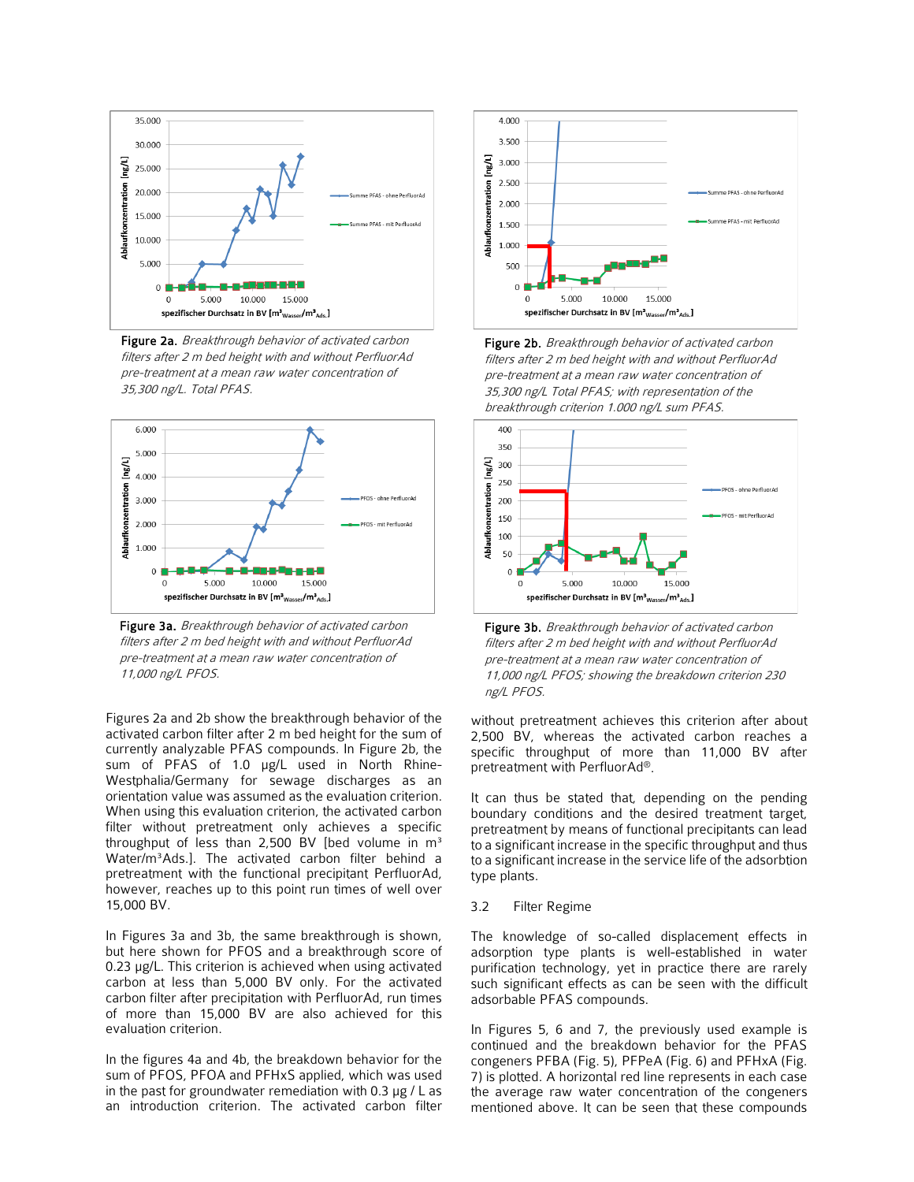**Figure 2a.** *Breakthrough behavior of activated carbon filters after 2 m bed height with and without PerfluorAd pre-treatment at a mean raw water concentration of 35,300 ng/L. Total PFAS.*

**Figure 2b.** *Breakthrough behavior of activated carbon filters after 2 m bed height with and without PerfluorAd pre-treatment at a mean raw water concentration of 35,300 ng/L Total PFAS; with representation of the breakthrough criterion 1.000 ng/L sum PFAS.*

**Figure 3a.** *Breakthrough behavior of activated carbon filters after 2 m bed height with and without PerfluorAd pre-treatment at a mean raw water concentration of 11,000 ng/L PFOS.*

**Figure 3b.** *Breakthrough behavior of activated carbon filters after 2 m bed height with and without PerfluorAd pre-treatment at a mean raw water concentration of 11,000 ng/L PFOS; showing the breakdown criterion 230 ng/L PFOS.*

Figures 2a and 2b show the breakthrough behavior of the activated carbon filter after 2 m bed height for the sum of currently analyzable PFAS compounds. In Figure 2b, the sum of PFAS of 1.0 µg/L used in North Rhine-Westphalia/Germany for sewage discharges as an orientation value was assumed as the evaluation criterion. When using this evaluation criterion, the activated carbon filter without pretreatment only achieves a specific throughput of less than 2,500 BV [bed volume in $m^3$ Water/$m^3$Ads.]. The activated carbon filter behind a pretreatment with the functional precipitant PerfluorAd, however, reaches up to this point run times of well over 15,000 BV.

In Figures 3a and 3b, the same breakthrough is shown, but here shown for PFOS and a breakthrough score of 0.23 µg/L. This criterion is achieved when using activated carbon at less than 5,000 BV only. For the activated carbon filter after precipitation with PerfluorAd, run times of more than 15,000 BV are also achieved for this evaluation criterion.

In the figures 4a and 4b, the breakdown behavior for the sum of PFOS, PFOA and PFHxS applied, which was used in the past for groundwater remediation with 0.3 µg / L as an introduction criterion. The activated carbon filter without pretreatment achieves this criterion after about 2,500 BV, whereas the activated carbon reaches a specific throughput of more than 11,000 BV after pretreatment with PerfluorAd®.

It can thus be stated that, depending on the pending boundary conditions and the desired treatment target, pretreatment by means of functional precipitants can lead to a significant increase in the specific throughput and thus to a significant increase in the service life of the adsorbtion type plants.

### 3.2 Filter Regime

The knowledge of so-called displacement effects in adsorption type plants is well-established in water purification technology, yet in practice there are rarely such significant effects as can be seen with the difficult adsorbable PFAS compounds.

In Figures 5, 6 and 7, the previously used example is continued and the breakdown behavior for the PFAS congeners PFBA (Fig. 5), PFPeA (Fig. 6) and PFHxA (Fig. 7) is plotted. A horizontal red line represents in each case the average raw water concentration of the congeners mentioned above. It can be seen that these compounds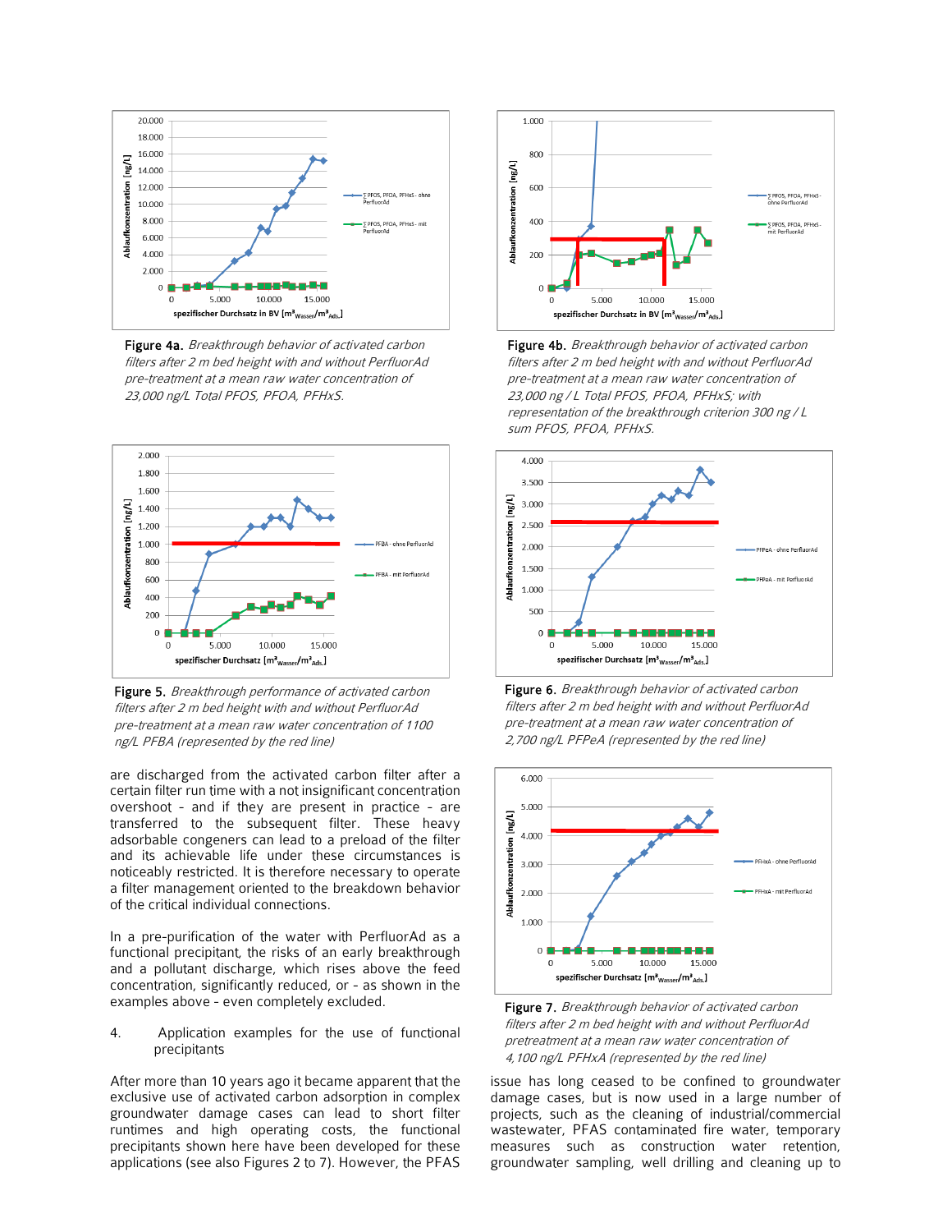**Figure 4a.** *Breakthrough behavior of activated carbon filters after 2 m bed height with and without PerfluorAd pre-treatment at a mean raw water concentration of 23,000 ng/L Total PFOS, PFOA, PFHxS.*

**Figure 4b.** *Breakthrough behavior of activated carbon filters after 2 m bed height with and without PerfluorAd pre-treatment at a mean raw water concentration of 23,000 ng / L Total PFOS, PFOA, PFHxS; with representation of the breakthrough criterion 300 ng / L sum PFOS, PFOA, PFHxS.*

**Figure 5.** *Breakthrough performance of activated carbon filters after 2 m bed height with and without PerfluorAd pre-treatment at a mean raw water concentration of 1100 ng/L PFBA (represented by the red line)*

**Figure 6.** *Breakthrough behavior of activated carbon filters after 2 m bed height with and without PerfluorAd pre-treatment at a mean raw water concentration of 2,700 ng/L PFPeA (represented by the red line)*

**Figure 7.** *Breakthrough behavior of activated carbon filters after 2 m bed height with and without PerfluorAd pretreatment at a mean raw water concentration of 4,100 ng/L PFHxA (represented by the red line)*

are discharged from the activated carbon filter after a certain filter run time with a not insignificant concentration overshoot - and if they are present in practice - are transferred to the subsequent filter. These heavy adsorbable congeners can lead to a preload of the filter and its achievable life under these circumstances is noticeably restricted. It is therefore necessary to operate a filter management oriented to the breakdown behavior of the critical individual connections.

In a pre-purification of the water with PerfluorAd as a functional precipitant, the risks of an early breakthrough and a pollutant discharge, which rises above the feed concentration, significantly reduced, or - as shown in the examples above - even completely excluded.

## 4. Application examples for the use of functional precipitants

After more than 10 years ago it became apparent that the exclusive use of activated carbon adsorption in complex groundwater damage cases can lead to short filter runtimes and high operating costs, the functional precipitants shown here have been developed for these applications (see also Figures 2 to 7). However, the PFAS issue has long ceased to be confined to groundwater damage cases, but is now used in a large number of projects, such as the cleaning of industrial/commercial wastewater, PFAS contaminated fire water, temporary measures such as construction water retention, groundwater sampling, well drilling and cleaning up to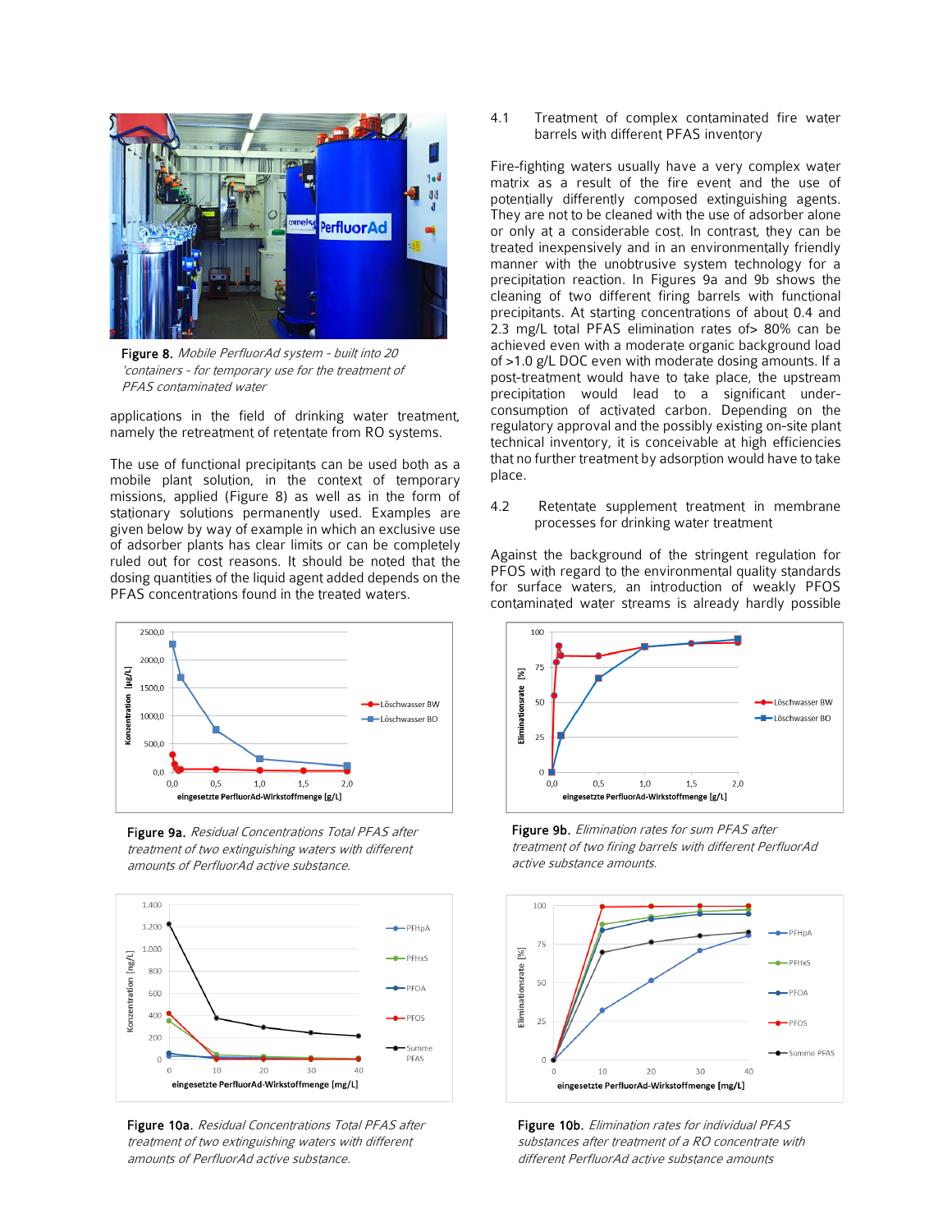Figure 8. *Mobile PerfluorAd system - built into 20 'containers - for temporary use for the treatment of PFAS contaminated water*

applications in the field of drinking water treatment, namely the retreatment of retentate from RO systems.

The use of functional precipitants can be used both as a mobile plant solution, in the context of temporary missions, applied (Figure 8) as well as in the form of stationary solutions permanently used. Examples are given below by way of example in which an exclusive use of adsorber plants has clear limits or can be completely ruled out for cost reasons. It should be noted that the dosing quantities of the liquid agent added depends on the PFAS concentrations found in the treated waters.

Figure 9a. *Residual Concentrations Total PFAS after treatment of two extinguishing waters with different amounts of PerfluorAd active substance.*

Figure 10a. *Residual Concentrations Total PFAS after treatment of two extinguishing waters with different amounts of PerfluorAd active substance.*

### 4.1 Treatment of complex contaminated fire water barrels with different PFAS inventory

Fire-fighting waters usually have a very complex water matrix as a result of the fire event and the use of potentially differently composed extinguishing agents. They are not to be cleaned with the use of adsorber alone or only at a considerable cost. In contrast, they can be treated inexpensively and in an environmentally friendly manner with the unobtrusive system technology for a precipitation reaction. In Figures 9a and 9b shows the cleaning of two different firing barrels with functional precipitants. At starting concentrations of about 0.4 and 2.3 mg/L total PFAS elimination rates of> 80% can be achieved even with a moderate organic background load of >1.0 g/L DOC even with moderate dosing amounts. If a post-treatment would have to take place, the upstream precipitation would lead to a significant under-consumption of activated carbon. Depending on the regulatory approval and the possibly existing on-site plant technical inventory, it is conceivable at high efficiencies that no further treatment by adsorption would have to take place.

### 4.2 Retentate supplement treatment in membrane processes for drinking water treatment

Against the background of the stringent regulation for PFOS with regard to the environmental quality standards for surface waters, an introduction of weakly PFOS contaminated water streams is already hardly possible

Figure 9b. *Elimination rates for sum PFAS after treatment of two firing barrels with different PerfluorAd active substance amounts.*

Figure 10b. *Elimination rates for individual PFAS substances after treatment of a RO concentrate with different PerfluorAd active substance amounts*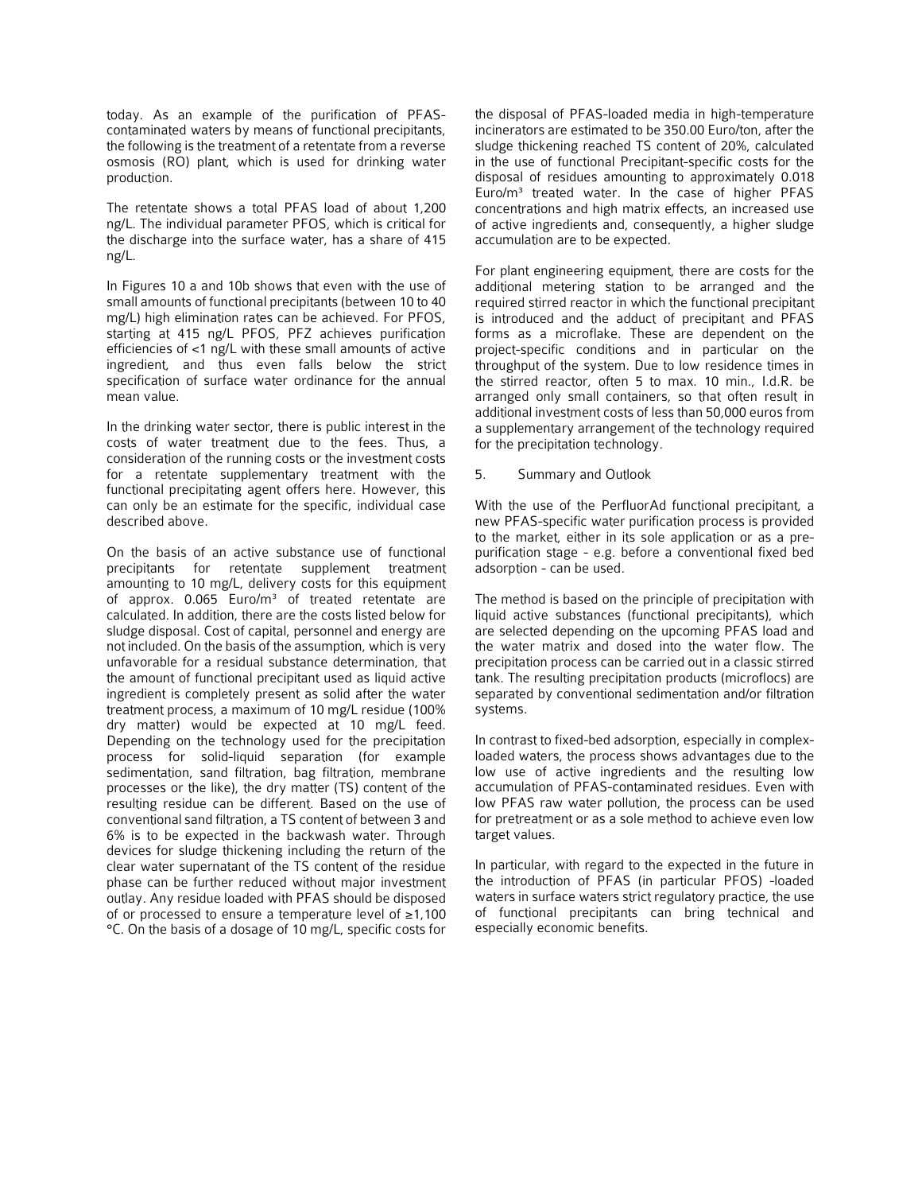today. As an example of the purification of PFAS-contaminated waters by means of functional precipitants, the following is the treatment of a retentate from a reverse osmosis (RO) plant, which is used for drinking water production.

The retentate shows a total PFAS load of about 1,200 ng/L. The individual parameter PFOS, which is critical for the discharge into the surface water, has a share of 415 ng/L.

In Figures 10 a and 10b shows that even with the use of small amounts of functional precipitants (between 10 to 40 mg/L) high elimination rates can be achieved. For PFOS, starting at 415 ng/L PFOS, PFZ achieves purification efficiencies of <1 ng/L with these small amounts of active ingredient, and thus even falls below the strict specification of surface water ordinance for the annual mean value.

In the drinking water sector, there is public interest in the costs of water treatment due to the fees. Thus, a consideration of the running costs or the investment costs for a retentate supplementary treatment with the functional precipitating agent offers here. However, this can only be an estimate for the specific, individual case described above.

On the basis of an active substance use of functional precipitants for retentate supplement treatment amounting to 10 mg/L, delivery costs for this equipment of approx. 0.065 Euro/m³ of treated retentate are calculated. In addition, there are the costs listed below for sludge disposal. Cost of capital, personnel and energy are not included. On the basis of the assumption, which is very unfavorable for a residual substance determination, that the amount of functional precipitant used as liquid active ingredient is completely present as solid after the water treatment process, a maximum of 10 mg/L residue (100% dry matter) would be expected at 10 mg/L feed. Depending on the technology used for the precipitation process for solid-liquid separation (for example sedimentation, sand filtration, bag filtration, membrane processes or the like), the dry matter (TS) content of the resulting residue can be different. Based on the use of conventional sand filtration, a TS content of between 3 and 6% is to be expected in the backwash water. Through devices for sludge thickening including the return of the clear water supernatant of the TS content of the residue phase can be further reduced without major investment outlay. Any residue loaded with PFAS should be disposed of or processed to ensure a temperature level of ≥1,100 °C. On the basis of a dosage of 10 mg/L, specific costs for the disposal of PFAS-loaded media in high-temperature incinerators are estimated to be 350.00 Euro/ton, after the sludge thickening reached TS content of 20%, calculated in the use of functional Precipitant-specific costs for the disposal of residues amounting to approximately 0.018 Euro/m³ treated water. In the case of higher PFAS concentrations and high matrix effects, an increased use of active ingredients and, consequently, a higher sludge accumulation are to be expected.

For plant engineering equipment, there are costs for the additional metering station to be arranged and the required stirred reactor in which the functional precipitant is introduced and the adduct of precipitant and PFAS forms as a microflake. These are dependent on the project-specific conditions and in particular on the throughput of the system. Due to low residence times in the stirred reactor, often 5 to max. 10 min., I.d.R. be arranged only small containers, so that often result in additional investment costs of less than 50,000 euros from a supplementary arrangement of the technology required for the precipitation technology.

## 5. Summary and Outlook

With the use of the PerfluorAd functional precipitant, a new PFAS-specific water purification process is provided to the market, either in its sole application or as a pre-purification stage - e.g. before a conventional fixed bed adsorption - can be used.

The method is based on the principle of precipitation with liquid active substances (functional precipitants), which are selected depending on the upcoming PFAS load and the water matrix and dosed into the water flow. The precipitation process can be carried out in a classic stirred tank. The resulting precipitation products (microflocs) are separated by conventional sedimentation and/or filtration systems.

In contrast to fixed-bed adsorption, especially in complex-loaded waters, the process shows advantages due to the low use of active ingredients and the resulting low accumulation of PFAS-contaminated residues. Even with low PFAS raw water pollution, the process can be used for pretreatment or as a sole method to achieve even low target values.

In particular, with regard to the expected in the future in the introduction of PFAS (in particular PFOS) -loaded waters in surface waters strict regulatory practice, the use of functional precipitants can bring technical and especially economic benefits.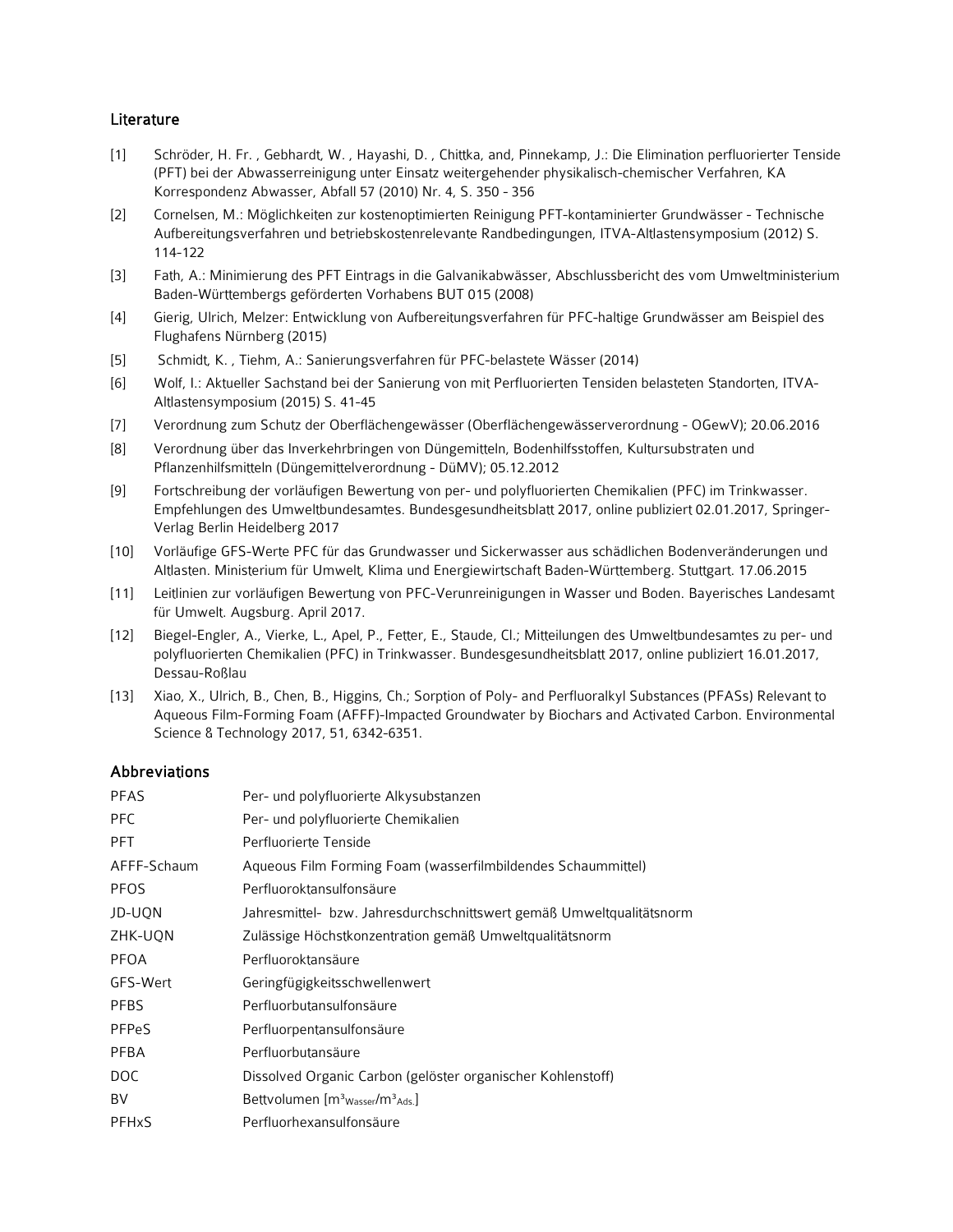## Literature

[1] Schröder, H. Fr. , Gebhardt, W. , Hayashi, D. , Chittka, and, Pinnekamp, J.: Die Elimination perfluorierter Tenside (PFT) bei der Abwasserreinigung unter Einsatz weitergehender physikalisch-chemischer Verfahren, KA Korrespondenz Abwasser, Abfall 57 (2010) Nr. 4, S. 350 - 356

[2] Cornelsen, M.: Möglichkeiten zur kostenoptimierten Reinigung PFT-kontaminierter Grundwässer - Technische Aufbereitungsverfahren und betriebskostenrelevante Randbedingungen, ITVA-Altlastensymposium (2012) S. 114-122

[3] Fath, A.: Minimierung des PFT Eintrags in die Galvanikabwässer, Abschlussbericht des vom Umweltministerium Baden-Württembergs geförderten Vorhabens BUT 015 (2008)

[4] Gierig, Ulrich, Melzer: Entwicklung von Aufbereitungsverfahren für PFC-haltige Grundwässer am Beispiel des Flughafens Nürnberg (2015)

[5] Schmidt, K. , Tiehm, A.: Sanierungsverfahren für PFC-belastete Wässer (2014)

[6] Wolf, I.: Aktueller Sachstand bei der Sanierung von mit Perfluorierten Tensiden belasteten Standorten, ITVA-Altlastensymposium (2015) S. 41-45

[7] Verordnung zum Schutz der Oberflächengewässer (Oberflächengewässerverordnung - OGewV); 20.06.2016

[8] Verordnung über das Inverkehrbringen von Düngemitteln, Bodenhilfsstoffen, Kultursubstraten und Pflanzenhilfsmitteln (Düngemittelverordnung - DüMV); 05.12.2012

[9] Fortschreibung der vorläufigen Bewertung von per- und polyfluorierten Chemikalien (PFC) im Trinkwasser. Empfehlungen des Umweltbundesamtes. Bundesgesundheitsblatt 2017, online publiziert 02.01.2017, Springer-Verlag Berlin Heidelberg 2017

[10] Vorläufige GFS-Werte PFC für das Grundwasser und Sickerwasser aus schädlichen Bodenveränderungen und Altlasten. Ministerium für Umwelt, Klima und Energiewirtschaft Baden-Württemberg. Stuttgart. 17.06.2015

[11] Leitlinien zur vorläufigen Bewertung von PFC-Verunreinigungen in Wasser und Boden. Bayerisches Landesamt für Umwelt. Augsburg. April 2017.

[12] Biegel-Engler, A., Vierke, L., Apel, P., Fetter, E., Staude, Cl.; Mitteilungen des Umweltbundesamtes zu per- und polyfluorierten Chemikalien (PFC) in Trinkwasser. Bundesgesundheitsblatt 2017, online publiziert 16.01.2017, Dessau-Roßlau

[13] Xiao, X., Ulrich, B., Chen, B., Higgins, Ch.; Sorption of Poly- and Perfluoralkyl Substances (PFASs) Relevant to Aqueous Film-Forming Foam (AFFF)-Impacted Groundwater by Biochars and Activated Carbon. Environmental Science & Technology 2017, 51, 6342-6351.

## Abbreviations

| | |
|---|---|
| PFAS | Per- und polyfluorierte Alkysubstanzen |
| PFC | Per- und polyfluorierte Chemikalien |
| PFT | Perfluorierte Tenside |
| AFFF-Schaum | Aqueous Film Forming Foam (wasserfilmbildendes Schaummittel) |
| PFOS | Perfluoroktansulfonsäure |
| JD-UQN | Jahresmittel- bzw. Jahresdurchschnittswert gemäß Umweltqualitätsnorm |
| ZHK-UQN | Zulässige Höchstkonzentration gemäß Umweltqualitätsnorm |
| PFOA | Perfluoroktansäure |
| GFS-Wert | Geringfügigkeitsschwellenwert |
| PFBS | Perfluorbutansulfonsäure |
| PFPeS | Perfluorpentansulfonsäure |
| PFBA | Perfluorbutansäure |
| DOC | Dissolved Organic Carbon (gelöster organischer Kohlenstoff) |
| BV | Bettvolumen [$m^3_{Wasser}/m^3_{Ads.}$] |
| PFHxS | Perfluorhexansulfonsäure |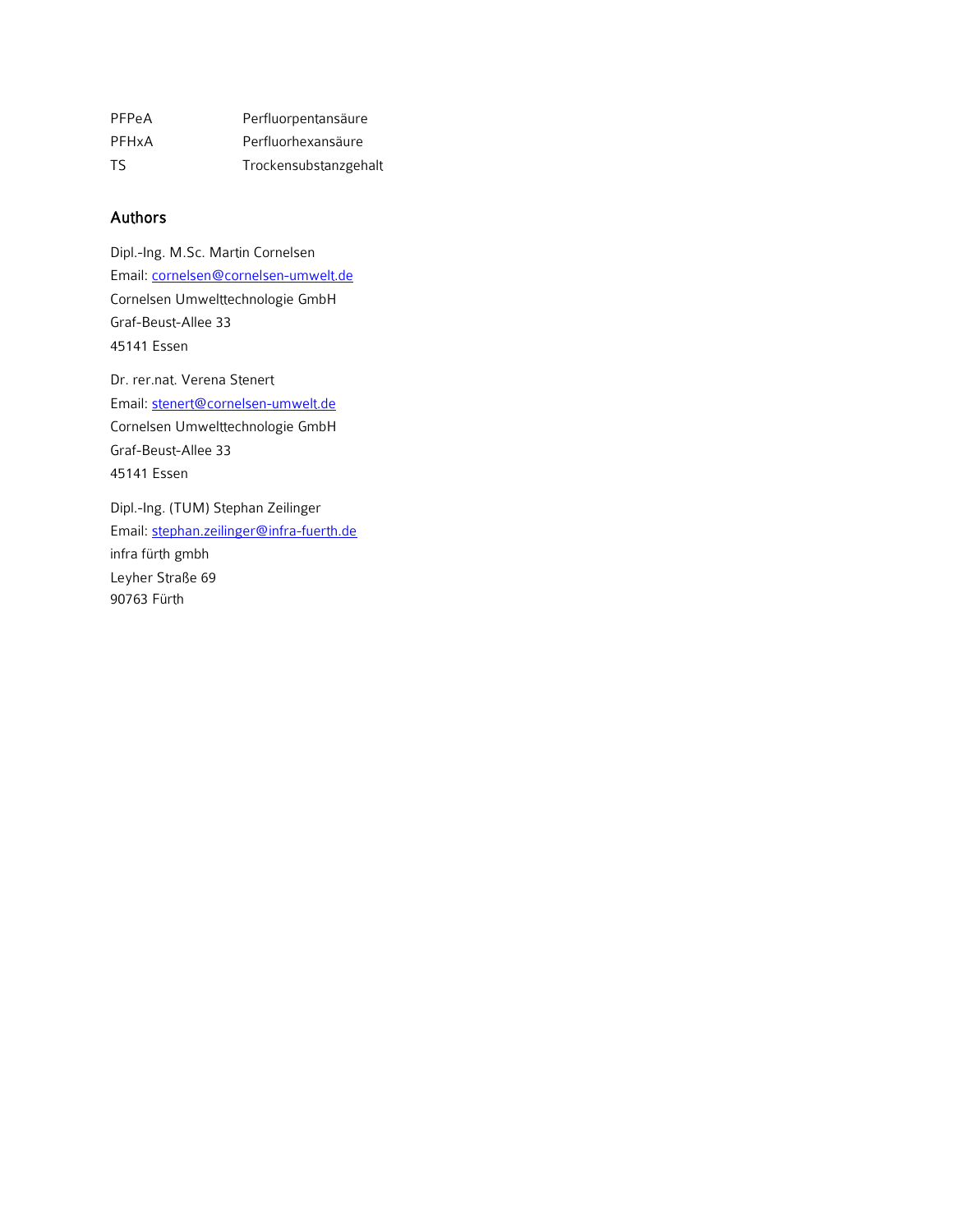| | |
|---|---|
| PFPeA | Perfluorpentansäure |
| PFHxA | Perfluorhexansäure |
| TS | Trockensubstanzgehalt |

## Authors

Dipl.-Ing. M.Sc. Martin Cornelsen
Email: cornelsen@cornelsen-umwelt.de
Cornelsen Umwelttechnologie GmbH
Graf-Beust-Allee 33
45141 Essen

Dr. rer.nat. Verena Stenert
Email: stenert@cornelsen-umwelt.de
Cornelsen Umwelttechnologie GmbH
Graf-Beust-Allee 33
45141 Essen

Dipl.-Ing. (TUM) Stephan Zeilinger
Email: stephan.zeilinger@infra-fuerth.de
infra fürth gmbh
Leyher Straße 69
90763 Fürth